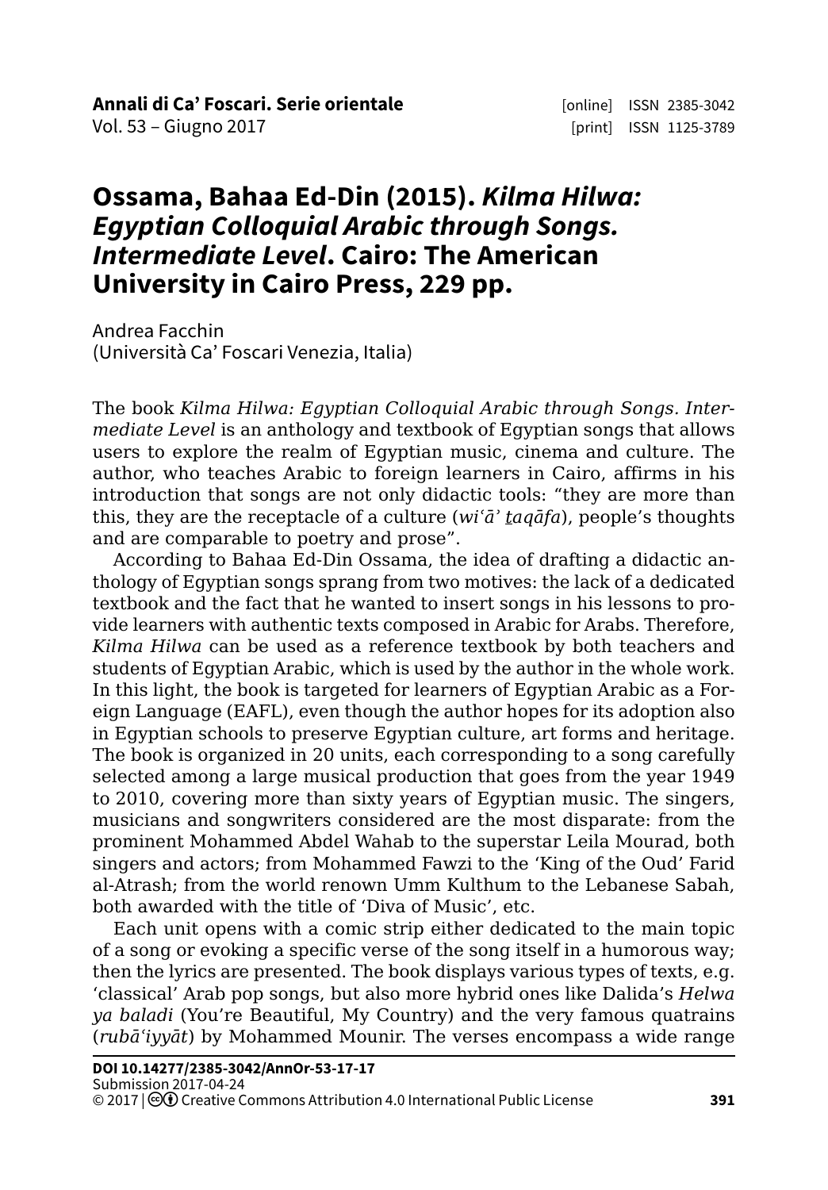# Ossama, Bahaa Ed-Din (2015). *Kilma Hilwa: Egyptian Colloquial Arabic through Songs. Intermediate Level*. Cairo: The American University in Cairo Press, 229 pp.

Andrea Facchin
(Università Ca' Foscari Venezia, Italia)

The book *Kilma Hilwa: Egyptian Colloquial Arabic through Songs. Intermediate Level* is an anthology and textbook of Egyptian songs that allows users to explore the realm of Egyptian music, cinema and culture. The author, who teaches Arabic to foreign learners in Cairo, affirms in his introduction that songs are not only didactic tools: "they are more than this, they are the receptacle of a culture (*wiʿāʾ ṯaqāfa*), people's thoughts and are comparable to poetry and prose".

According to Bahaa Ed-Din Ossama, the idea of drafting a didactic anthology of Egyptian songs sprang from two motives: the lack of a dedicated textbook and the fact that he wanted to insert songs in his lessons to provide learners with authentic texts composed in Arabic for Arabs. Therefore, *Kilma Hilwa* can be used as a reference textbook by both teachers and students of Egyptian Arabic, which is used by the author in the whole work. In this light, the book is targeted for learners of Egyptian Arabic as a Foreign Language (EAFL), even though the author hopes for its adoption also in Egyptian schools to preserve Egyptian culture, art forms and heritage. The book is organized in 20 units, each corresponding to a song carefully selected among a large musical production that goes from the year 1949 to 2010, covering more than sixty years of Egyptian music. The singers, musicians and songwriters considered are the most disparate: from the prominent Mohammed Abdel Wahab to the superstar Leila Mourad, both singers and actors; from Mohammed Fawzi to the 'King of the Oud' Farid al-Atrash; from the world renown Umm Kulthum to the Lebanese Sabah, both awarded with the title of 'Diva of Music', etc.

Each unit opens with a comic strip either dedicated to the main topic of a song or evoking a specific verse of the song itself in a humorous way; then the lyrics are presented. The book displays various types of texts, e.g. 'classical' Arab pop songs, but also more hybrid ones like Dalida's *Helwa ya baladi* (You're Beautiful, My Country) and the very famous quatrains (*rubāʿiyyāt*) by Mohammed Mounir. The verses encompass a wide range

**DOI 10.14277/2385-3042/AnnOr-53-17-17**
Submission 2017-04-24
© 2017 | Creative Commons Attribution 4.0 International Public License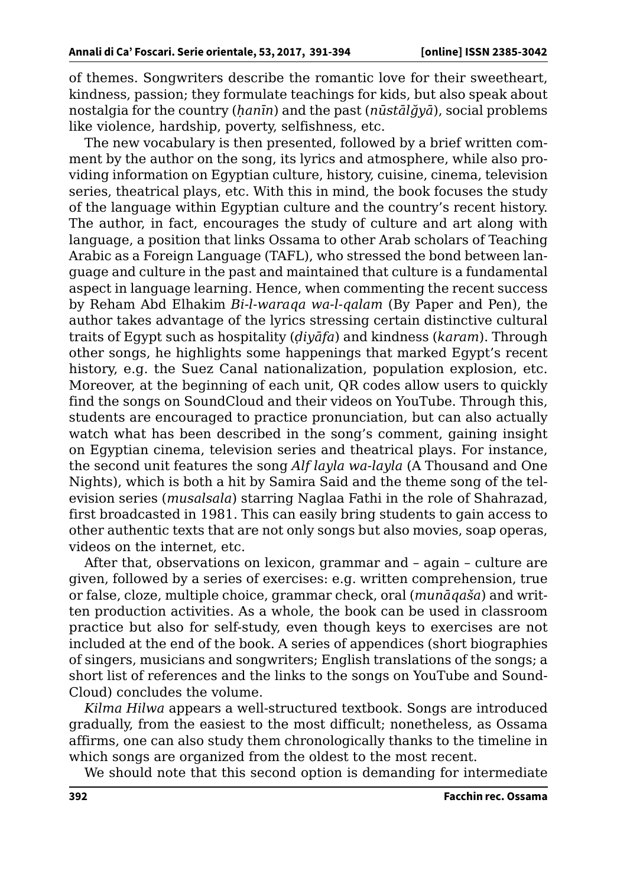of themes. Songwriters describe the romantic love for their sweetheart, kindness, passion; they formulate teachings for kids, but also speak about nostalgia for the country (*ḥanīn*) and the past (*nūstālǧyā*), social problems like violence, hardship, poverty, selfishness, etc.

The new vocabulary is then presented, followed by a brief written comment by the author on the song, its lyrics and atmosphere, while also providing information on Egyptian culture, history, cuisine, cinema, television series, theatrical plays, etc. With this in mind, the book focuses the study of the language within Egyptian culture and the country's recent history. The author, in fact, encourages the study of culture and art along with language, a position that links Ossama to other Arab scholars of Teaching Arabic as a Foreign Language (TAFL), who stressed the bond between language and culture in the past and maintained that culture is a fundamental aspect in language learning. Hence, when commenting the recent success by Reham Abd Elhakim *Bi-l-waraqa wa-l-qalam* (By Paper and Pen), the author takes advantage of the lyrics stressing certain distinctive cultural traits of Egypt such as hospitality (*ḍiyāfa*) and kindness (*karam*). Through other songs, he highlights some happenings that marked Egypt's recent history, e.g. the Suez Canal nationalization, population explosion, etc. Moreover, at the beginning of each unit, QR codes allow users to quickly find the songs on SoundCloud and their videos on YouTube. Through this, students are encouraged to practice pronunciation, but can also actually watch what has been described in the song's comment, gaining insight on Egyptian cinema, television series and theatrical plays. For instance, the second unit features the song *Alf layla wa-layla* (A Thousand and One Nights), which is both a hit by Samira Said and the theme song of the television series (*musalsala*) starring Naglaa Fathi in the role of Shahrazad, first broadcasted in 1981. This can easily bring students to gain access to other authentic texts that are not only songs but also movies, soap operas, videos on the internet, etc.

After that, observations on lexicon, grammar and – again – culture are given, followed by a series of exercises: e.g. written comprehension, true or false, cloze, multiple choice, grammar check, oral (*munāqaša*) and written production activities. As a whole, the book can be used in classroom practice but also for self-study, even though keys to exercises are not included at the end of the book. A series of appendices (short biographies of singers, musicians and songwriters; English translations of the songs; a short list of references and the links to the songs on YouTube and SoundCloud) concludes the volume.

*Kilma Hilwa* appears a well-structured textbook. Songs are introduced gradually, from the easiest to the most difficult; nonetheless, as Ossama affirms, one can also study them chronologically thanks to the timeline in which songs are organized from the oldest to the most recent.

We should note that this second option is demanding for intermediate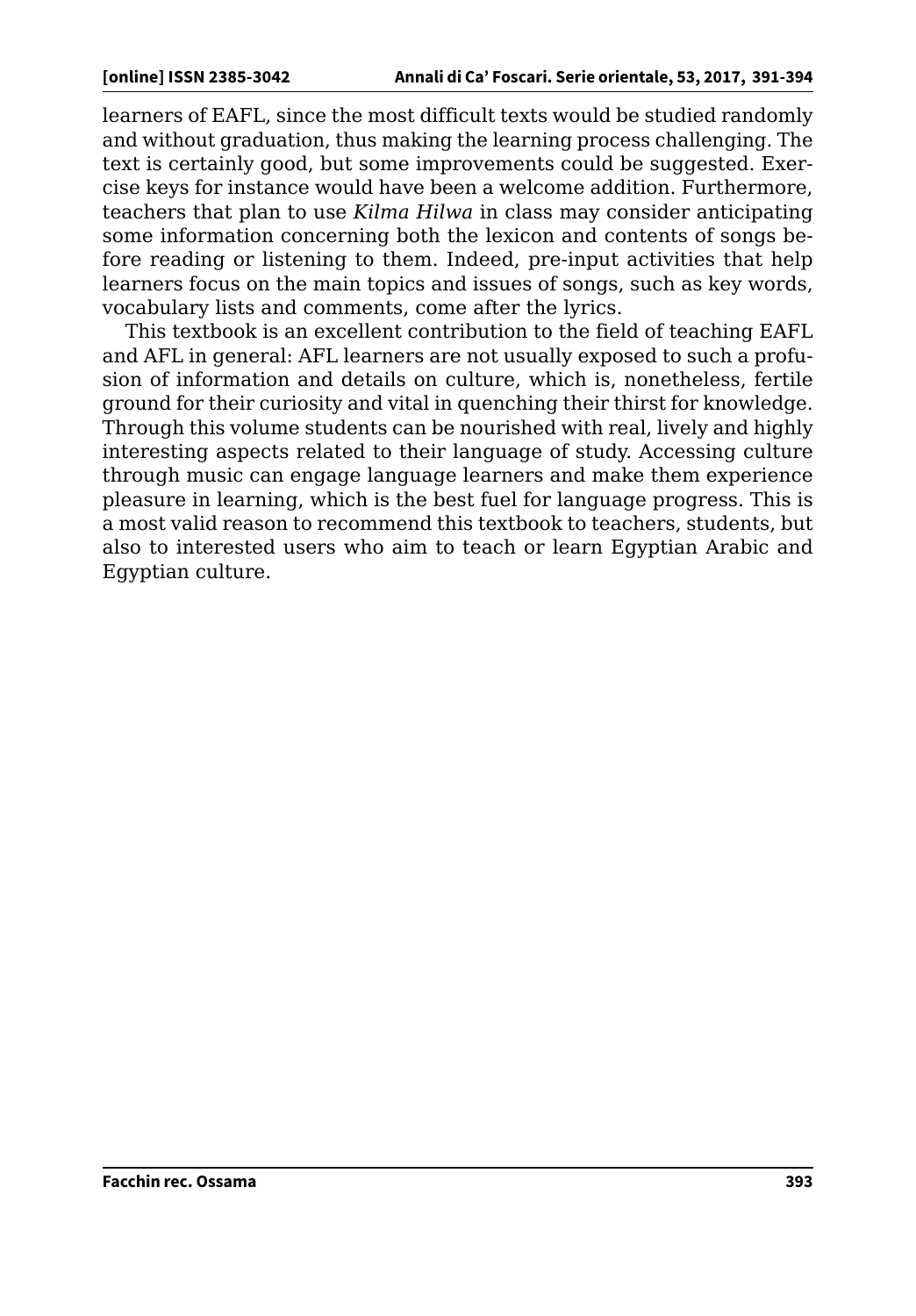learners of EAFL, since the most difficult texts would be studied randomly and without graduation, thus making the learning process challenging. The text is certainly good, but some improvements could be suggested. Exercise keys for instance would have been a welcome addition. Furthermore, teachers that plan to use *Kilma Hilwa* in class may consider anticipating some information concerning both the lexicon and contents of songs before reading or listening to them. Indeed, pre-input activities that help learners focus on the main topics and issues of songs, such as key words, vocabulary lists and comments, come after the lyrics.

This textbook is an excellent contribution to the field of teaching EAFL and AFL in general: AFL learners are not usually exposed to such a profusion of information and details on culture, which is, nonetheless, fertile ground for their curiosity and vital in quenching their thirst for knowledge. Through this volume students can be nourished with real, lively and highly interesting aspects related to their language of study. Accessing culture through music can engage language learners and make them experience pleasure in learning, which is the best fuel for language progress. This is a most valid reason to recommend this textbook to teachers, students, but also to interested users who aim to teach or learn Egyptian Arabic and Egyptian culture.